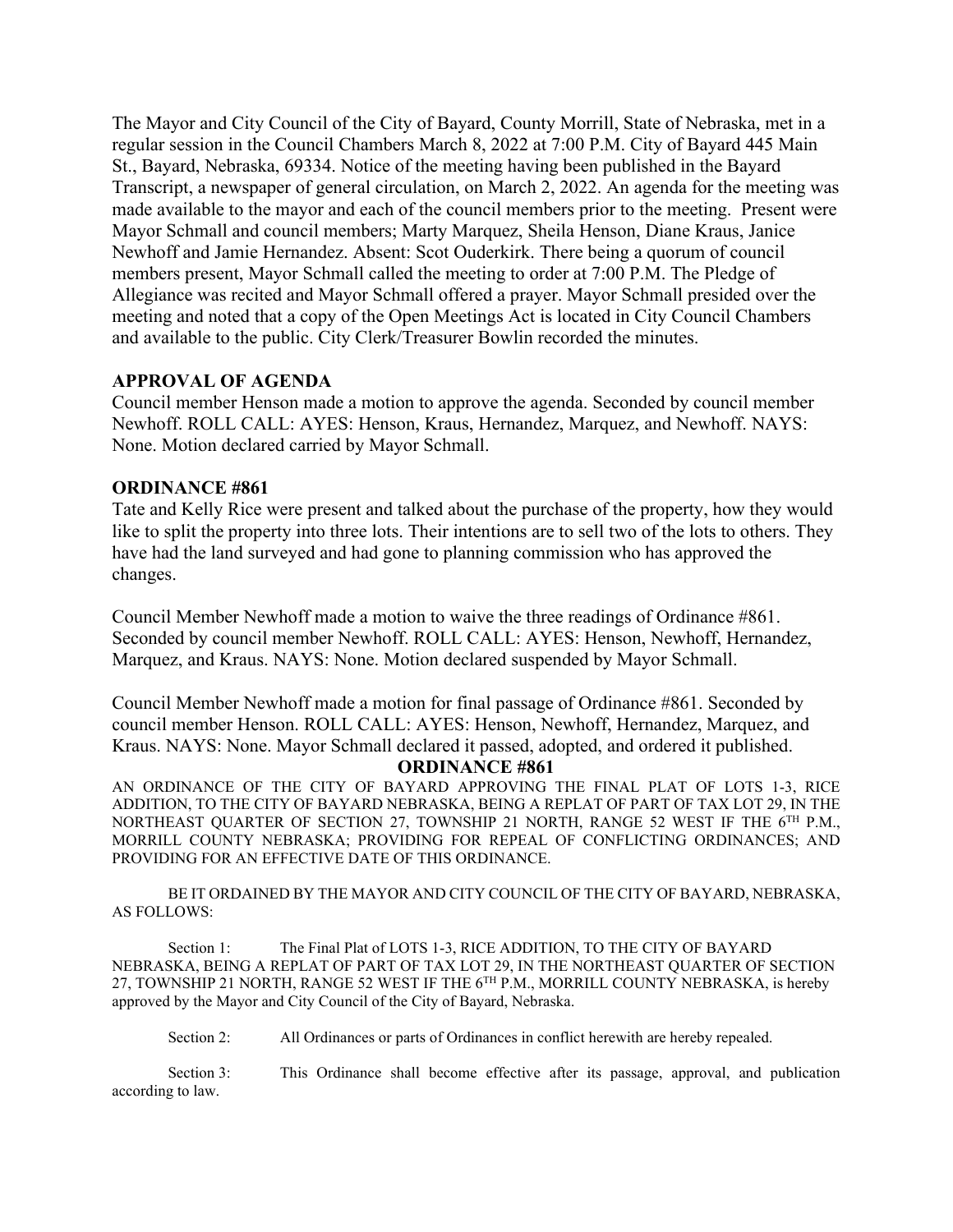The Mayor and City Council of the City of Bayard, County Morrill, State of Nebraska, met in a regular session in the Council Chambers March 8, 2022 at 7:00 P.M. City of Bayard 445 Main St., Bayard, Nebraska, 69334. Notice of the meeting having been published in the Bayard Transcript, a newspaper of general circulation, on March 2, 2022. An agenda for the meeting was made available to the mayor and each of the council members prior to the meeting. Present were Mayor Schmall and council members; Marty Marquez, Sheila Henson, Diane Kraus, Janice Newhoff and Jamie Hernandez. Absent: Scot Ouderkirk. There being a quorum of council members present, Mayor Schmall called the meeting to order at 7:00 P.M. The Pledge of Allegiance was recited and Mayor Schmall offered a prayer. Mayor Schmall presided over the meeting and noted that a copy of the Open Meetings Act is located in City Council Chambers and available to the public. City Clerk/Treasurer Bowlin recorded the minutes.

**APPROVAL OF AGENDA**

Council member Henson made a motion to approve the agenda. Seconded by council member Newhoff. ROLL CALL: AYES: Henson, Kraus, Hernandez, Marquez, and Newhoff. NAYS: None. Motion declared carried by Mayor Schmall.

**ORDINANCE #861**

Tate and Kelly Rice were present and talked about the purchase of the property, how they would like to split the property into three lots. Their intentions are to sell two of the lots to others. They have had the land surveyed and had gone to planning commission who has approved the changes.

Council Member Newhoff made a motion to waive the three readings of Ordinance #861. Seconded by council member Newhoff. ROLL CALL: AYES: Henson, Newhoff, Hernandez, Marquez, and Kraus. NAYS: None. Motion declared suspended by Mayor Schmall.

Council Member Newhoff made a motion for final passage of Ordinance #861. Seconded by council member Henson. ROLL CALL: AYES: Henson, Newhoff, Hernandez, Marquez, and Kraus. NAYS: None. Mayor Schmall declared it passed, adopted, and ordered it published.

**ORDINANCE #861**

AN ORDINANCE OF THE CITY OF BAYARD APPROVING THE FINAL PLAT OF LOTS 1-3, RICE ADDITION, TO THE CITY OF BAYARD NEBRASKA, BEING A REPLAT OF PART OF TAX LOT 29, IN THE NORTHEAST QUARTER OF SECTION 27, TOWNSHIP 21 NORTH, RANGE 52 WEST IF THE 6TH P.M., MORRILL COUNTY NEBRASKA; PROVIDING FOR REPEAL OF CONFLICTING ORDINANCES; AND PROVIDING FOR AN EFFECTIVE DATE OF THIS ORDINANCE.

BE IT ORDAINED BY THE MAYOR AND CITY COUNCIL OF THE CITY OF BAYARD, NEBRASKA, AS FOLLOWS:

Section 1: The Final Plat of LOTS 1-3, RICE ADDITION, TO THE CITY OF BAYARD NEBRASKA, BEING A REPLAT OF PART OF TAX LOT 29, IN THE NORTHEAST QUARTER OF SECTION 27, TOWNSHIP 21 NORTH, RANGE 52 WEST IF THE 6TH P.M., MORRILL COUNTY NEBRASKA, is hereby approved by the Mayor and City Council of the City of Bayard, Nebraska.

Section 2: All Ordinances or parts of Ordinances in conflict herewith are hereby repealed.

Section 3: This Ordinance shall become effective after its passage, approval, and publication according to law.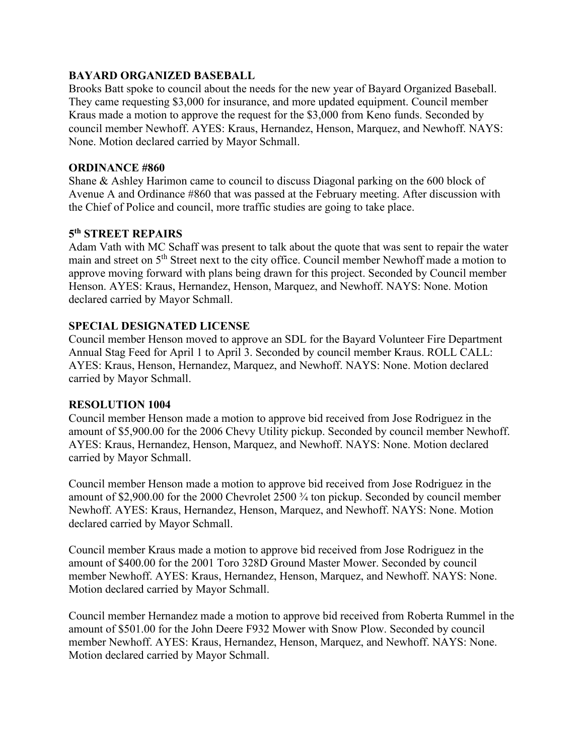**BAYARD ORGANIZED BASEBALL**

Brooks Batt spoke to council about the needs for the new year of Bayard Organized Baseball. They came requesting $3,000 for insurance, and more updated equipment. Council member Kraus made a motion to approve the request for the $3,000 from Keno funds. Seconded by council member Newhoff. AYES: Kraus, Hernandez, Henson, Marquez, and Newhoff. NAYS: None. Motion declared carried by Mayor Schmall.

**ORDINANCE #860**

Shane & Ashley Harimon came to council to discuss Diagonal parking on the 600 block of Avenue A and Ordinance #860 that was passed at the February meeting. After discussion with the Chief of Police and council, more traffic studies are going to take place.

**5th STREET REPAIRS**

Adam Vath with MC Schaff was present to talk about the quote that was sent to repair the water main and street on 5th Street next to the city office. Council member Newhoff made a motion to approve moving forward with plans being drawn for this project. Seconded by Council member Henson. AYES: Kraus, Hernandez, Henson, Marquez, and Newhoff. NAYS: None. Motion declared carried by Mayor Schmall.

**SPECIAL DESIGNATED LICENSE**

Council member Henson moved to approve an SDL for the Bayard Volunteer Fire Department Annual Stag Feed for April 1 to April 3. Seconded by council member Kraus. ROLL CALL: AYES: Kraus, Henson, Hernandez, Marquez, and Newhoff. NAYS: None. Motion declared carried by Mayor Schmall.

**RESOLUTION 1004**

Council member Henson made a motion to approve bid received from Jose Rodriguez in the amount of $5,900.00 for the 2006 Chevy Utility pickup. Seconded by council member Newhoff. AYES: Kraus, Hernandez, Henson, Marquez, and Newhoff. NAYS: None. Motion declared carried by Mayor Schmall.

Council member Henson made a motion to approve bid received from Jose Rodriguez in the amount of $2,900.00 for the 2000 Chevrolet 2500 ¾ ton pickup. Seconded by council member Newhoff. AYES: Kraus, Hernandez, Henson, Marquez, and Newhoff. NAYS: None. Motion declared carried by Mayor Schmall.

Council member Kraus made a motion to approve bid received from Jose Rodriguez in the amount of $400.00 for the 2001 Toro 328D Ground Master Mower. Seconded by council member Newhoff. AYES: Kraus, Hernandez, Henson, Marquez, and Newhoff. NAYS: None. Motion declared carried by Mayor Schmall.

Council member Hernandez made a motion to approve bid received from Roberta Rummel in the amount of $501.00 for the John Deere F932 Mower with Snow Plow. Seconded by council member Newhoff. AYES: Kraus, Hernandez, Henson, Marquez, and Newhoff. NAYS: None. Motion declared carried by Mayor Schmall.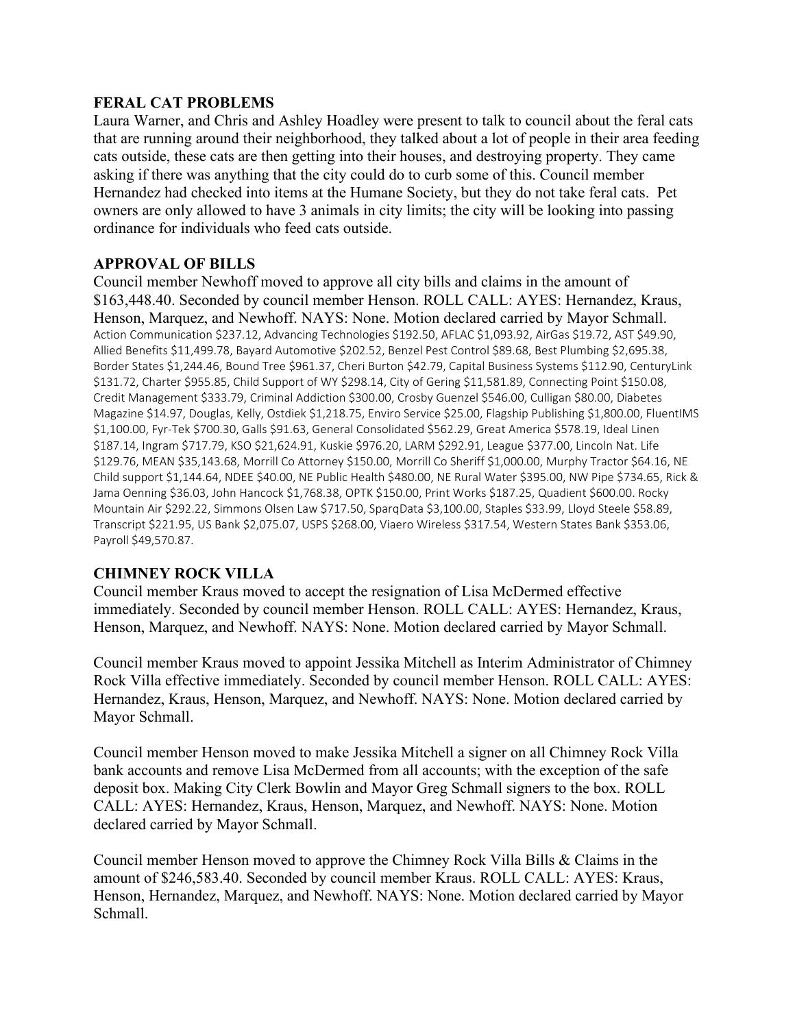**FERAL CAT PROBLEMS**

Laura Warner, and Chris and Ashley Hoadley were present to talk to council about the feral cats that are running around their neighborhood, they talked about a lot of people in their area feeding cats outside, these cats are then getting into their houses, and destroying property. They came asking if there was anything that the city could do to curb some of this. Council member Hernandez had checked into items at the Humane Society, but they do not take feral cats. Pet owners are only allowed to have 3 animals in city limits; the city will be looking into passing ordinance for individuals who feed cats outside.

**APPROVAL OF BILLS**

Council member Newhoff moved to approve all city bills and claims in the amount of $163,448.40. Seconded by council member Henson. ROLL CALL: AYES: Hernandez, Kraus, Henson, Marquez, and Newhoff. NAYS: None. Motion declared carried by Mayor Schmall.

Action Communication $237.12, Advancing Technologies $192.50, AFLAC $1,093.92, AirGas $19.72, AST $49.90, Allied Benefits $11,499.78, Bayard Automotive $202.52, Benzel Pest Control $89.68, Best Plumbing $2,695.38, Border States $1,244.46, Bound Tree $961.37, Cheri Burton $42.79, Capital Business Systems $112.90, CenturyLink $131.72, Charter $955.85, Child Support of WY $298.14, City of Gering $11,581.89, Connecting Point $150.08, Credit Management $333.79, Criminal Addiction $300.00, Crosby Guenzel $546.00, Culligan $80.00, Diabetes Magazine $14.97, Douglas, Kelly, Ostdiek $1,218.75, Enviro Service $25.00, Flagship Publishing $1,800.00, FluentIMS $1,100.00, Fyr-Tek $700.30, Galls $91.63, General Consolidated $562.29, Great America $578.19, Ideal Linen $187.14, Ingram $717.79, KSO $21,624.91, Kuskie $976.20, LARM $292.91, League $377.00, Lincoln Nat. Life $129.76, MEAN $35,143.68, Morrill Co Attorney $150.00, Morrill Co Sheriff $1,000.00, Murphy Tractor $64.16, NE Child support $1,144.64, NDEE $40.00, NE Public Health $480.00, NE Rural Water $395.00, NW Pipe $734.65, Rick & Jama Oenning $36.03, John Hancock $1,768.38, OPTK $150.00, Print Works $187.25, Quadient $600.00. Rocky Mountain Air $292.22, Simmons Olsen Law $717.50, SparqData $3,100.00, Staples $33.99, Lloyd Steele $58.89, Transcript $221.95, US Bank $2,075.07, USPS $268.00, Viaero Wireless $317.54, Western States Bank $353.06, Payroll $49,570.87.

**CHIMNEY ROCK VILLA**

Council member Kraus moved to accept the resignation of Lisa McDermed effective immediately. Seconded by council member Henson. ROLL CALL: AYES: Hernandez, Kraus, Henson, Marquez, and Newhoff. NAYS: None. Motion declared carried by Mayor Schmall.

Council member Kraus moved to appoint Jessika Mitchell as Interim Administrator of Chimney Rock Villa effective immediately. Seconded by council member Henson. ROLL CALL: AYES: Hernandez, Kraus, Henson, Marquez, and Newhoff. NAYS: None. Motion declared carried by Mayor Schmall.

Council member Henson moved to make Jessika Mitchell a signer on all Chimney Rock Villa bank accounts and remove Lisa McDermed from all accounts; with the exception of the safe deposit box. Making City Clerk Bowlin and Mayor Greg Schmall signers to the box. ROLL CALL: AYES: Hernandez, Kraus, Henson, Marquez, and Newhoff. NAYS: None. Motion declared carried by Mayor Schmall.

Council member Henson moved to approve the Chimney Rock Villa Bills & Claims in the amount of $246,583.40. Seconded by council member Kraus. ROLL CALL: AYES: Kraus, Henson, Hernandez, Marquez, and Newhoff. NAYS: None. Motion declared carried by Mayor Schmall.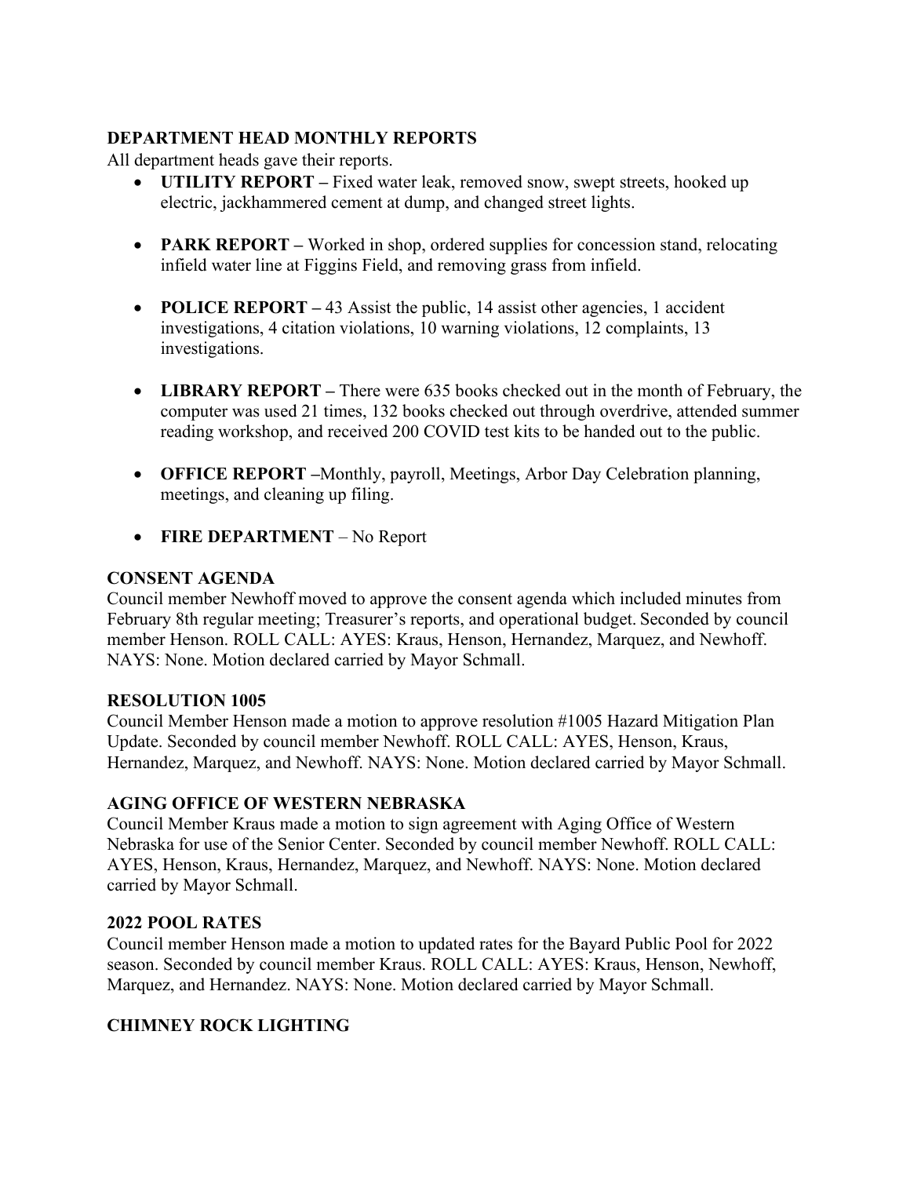**DEPARTMENT HEAD MONTHLY REPORTS**

All department heads gave their reports.

- **UTILITY REPORT –** Fixed water leak, removed snow, swept streets, hooked up electric, jackhammered cement at dump, and changed street lights.

- **PARK REPORT –** Worked in shop, ordered supplies for concession stand, relocating infield water line at Figgins Field, and removing grass from infield.

- **POLICE REPORT –** 43 Assist the public, 14 assist other agencies, 1 accident investigations, 4 citation violations, 10 warning violations, 12 complaints, 13 investigations.

- **LIBRARY REPORT –** There were 635 books checked out in the month of February, the computer was used 21 times, 132 books checked out through overdrive, attended summer reading workshop, and received 200 COVID test kits to be handed out to the public.

- **OFFICE REPORT –**Monthly, payroll, Meetings, Arbor Day Celebration planning, meetings, and cleaning up filing.

- **FIRE DEPARTMENT** – No Report

**CONSENT AGENDA**

Council member Newhoff moved to approve the consent agenda which included minutes from February 8th regular meeting; Treasurer's reports, and operational budget. Seconded by council member Henson. ROLL CALL: AYES: Kraus, Henson, Hernandez, Marquez, and Newhoff. NAYS: None. Motion declared carried by Mayor Schmall.

**RESOLUTION 1005**

Council Member Henson made a motion to approve resolution #1005 Hazard Mitigation Plan Update. Seconded by council member Newhoff. ROLL CALL: AYES, Henson, Kraus, Hernandez, Marquez, and Newhoff. NAYS: None. Motion declared carried by Mayor Schmall.

**AGING OFFICE OF WESTERN NEBRASKA**

Council Member Kraus made a motion to sign agreement with Aging Office of Western Nebraska for use of the Senior Center. Seconded by council member Newhoff. ROLL CALL: AYES, Henson, Kraus, Hernandez, Marquez, and Newhoff. NAYS: None. Motion declared carried by Mayor Schmall.

**2022 POOL RATES**

Council member Henson made a motion to updated rates for the Bayard Public Pool for 2022 season. Seconded by council member Kraus. ROLL CALL: AYES: Kraus, Henson, Newhoff, Marquez, and Hernandez. NAYS: None. Motion declared carried by Mayor Schmall.

**CHIMNEY ROCK LIGHTING**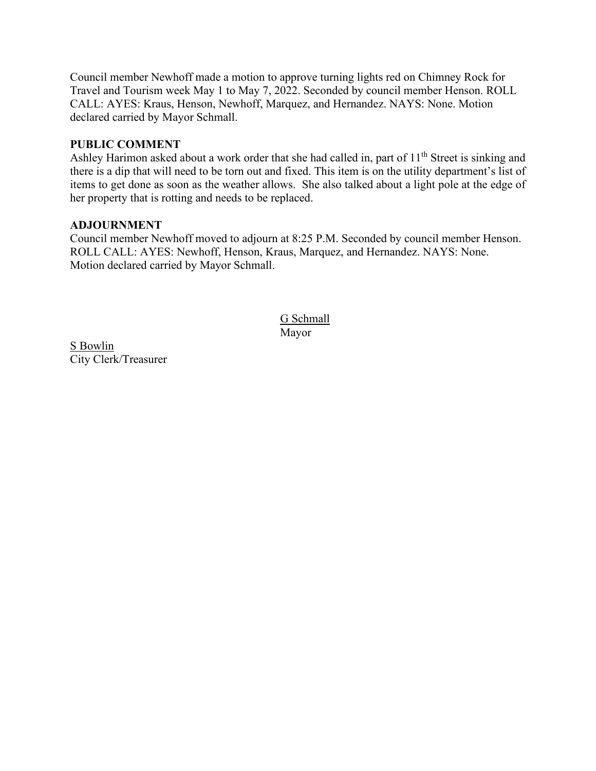Council member Newhoff made a motion to approve turning lights red on Chimney Rock for Travel and Tourism week May 1 to May 7, 2022. Seconded by council member Henson. ROLL CALL: AYES: Kraus, Henson, Newhoff, Marquez, and Hernandez. NAYS: None. Motion declared carried by Mayor Schmall.

**PUBLIC COMMENT**

Ashley Harimon asked about a work order that she had called in, part of 11th Street is sinking and there is a dip that will need to be torn out and fixed. This item is on the utility department's list of items to get done as soon as the weather allows. She also talked about a light pole at the edge of her property that is rotting and needs to be replaced.

**ADJOURNMENT**

Council member Newhoff moved to adjourn at 8:25 P.M. Seconded by council member Henson. ROLL CALL: AYES: Newhoff, Henson, Kraus, Marquez, and Hernandez. NAYS: None. Motion declared carried by Mayor Schmall.

G Schmall
Mayor

S Bowlin
City Clerk/Treasurer